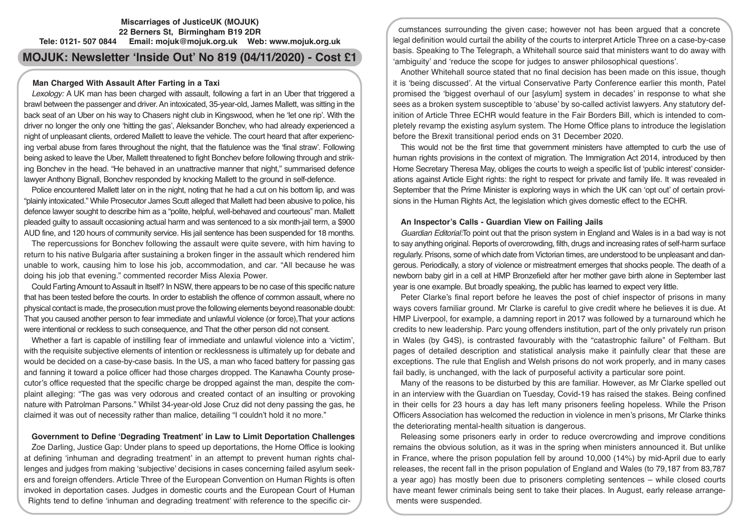**Miscarriages of JusticeUK (MOJUK)**
**22 Berners St, Birmingham B19 2DR**
**Tele: 0121- 507 0844 Email: mojuk@mojuk.org.uk Web: www.mojuk.org.uk**

# MOJUK: Newsletter 'Inside Out' No 819 (04/11/2020) - Cost £1

## Man Charged With Assault After Farting in a Taxi

*Lexology:* A UK man has been charged with assault, following a fart in an Uber that triggered a brawl between the passenger and driver. An intoxicated, 35-year-old, James Mallett, was sitting in the back seat of an Uber on his way to Chasers night club in Kingswood, when he 'let one rip'. With the driver no longer the only one 'hitting the gas', Aleksander Bonchev, who had already experienced a night of unpleasant clients, ordered Mallett to leave the vehicle. The court heard that after experiencing verbal abuse from fares throughout the night, that the flatulence was the 'final straw'. Following being asked to leave the Uber, Mallett threatened to fight Bonchev before following through and striking Bonchev in the head. "He behaved in an unattractive manner that night," summarised defence lawyer Anthony Bignall, Bonchev responded by knocking Mallett to the ground in self-defence.

Police encountered Mallett later on in the night, noting that he had a cut on his bottom lip, and was "plainly intoxicated." While Prosecutor James Scutt alleged that Mallett had been abusive to police, his defence lawyer sought to describe him as a "polite, helpful, well-behaved and courteous" man. Mallett pleaded guilty to assault occasioning actual harm and was sentenced to a six month-jail term, a $900 AUD fine, and 120 hours of community service. His jail sentence has been suspended for 18 months.

The repercussions for Bonchev following the assault were quite severe, with him having to return to his native Bulgaria after sustaining a broken finger in the assault which rendered him unable to work, causing him to lose his job, accommodation, and car. "All because he was doing his job that evening." commented recorder Miss Alexia Power.

Could Farting Amount to Assault in Itself? In NSW, there appears to be no case of this specific nature that has been tested before the courts. In order to establish the offence of common assault, where no physical contact is made, the prosecution must prove the following elements beyond reasonable doubt: That you caused another person to fear immediate and unlawful violence (or force),That your actions were intentional or reckless to such consequence, and That the other person did not consent.

Whether a fart is capable of instilling fear of immediate and unlawful violence into a 'victim', with the requisite subjective elements of intention or recklessness is ultimately up for debate and would be decided on a case-by-case basis. In the US, a man who faced battery for passing gas and fanning it toward a police officer had those charges dropped. The Kanawha County prosecutor's office requested that the specific charge be dropped against the man, despite the complaint alleging: "The gas was very odorous and created contact of an insulting or provoking nature with Patrolman Parsons." Whilst 34-year-old Jose Cruz did not deny passing the gas, he claimed it was out of necessity rather than malice, detailing "I couldn't hold it no more."

## Government to Define 'Degrading Treatment' in Law to Limit Deportation Challenges

Zoe Darling, Justice Gap: Under plans to speed up deportations, the Home Office is looking at defining 'inhuman and degrading treatment' in an attempt to prevent human rights challenges and judges from making 'subjective' decisions in cases concerning failed asylum seekers and foreign offenders. Article Three of the European Convention on Human Rights is often invoked in deportation cases. Judges in domestic courts and the European Court of Human Rights tend to define 'inhuman and degrading treatment' with reference to the specific circumstances surrounding the given case; however not has been argued that a concrete legal definition would curtail the ability of the courts to interpret Article Three on a case-by-case basis. Speaking to The Telegraph, a Whitehall source said that ministers want to do away with 'ambiguity' and 'reduce the scope for judges to answer philosophical questions'.

Another Whitehall source stated that no final decision has been made on this issue, though it is 'being discussed'. At the virtual Conservative Party Conference earlier this month, Patel promised the 'biggest overhaul of our [asylum] system in decades' in response to what she sees as a broken system susceptible to 'abuse' by so-called activist lawyers. Any statutory definition of Article Three ECHR would feature in the Fair Borders Bill, which is intended to completely revamp the existing asylum system. The Home Office plans to introduce the legislation before the Brexit transitional period ends on 31 December 2020.

This would not be the first time that government ministers have attempted to curb the use of human rights provisions in the context of migration. The Immigration Act 2014, introduced by then Home Secretary Theresa May, obliges the courts to weigh a specific list of 'public interest' considerations against Article Eight rights: the right to respect for private and family life. It was revealed in September that the Prime Minister is exploring ways in which the UK can 'opt out' of certain provisions in the Human Rights Act, the legislation which gives domestic effect to the ECHR.

## An Inspector's Calls - Guardian View on Failing Jails

*Guardian Editorial:*To point out that the prison system in England and Wales is in a bad way is not to say anything original. Reports of overcrowding, filth, drugs and increasing rates of self-harm surface regularly. Prisons, some of which date from Victorian times, are understood to be unpleasant and dangerous. Periodically, a story of violence or mistreatment emerges that shocks people. The death of a newborn baby girl in a cell at HMP Bronzefield after her mother gave birth alone in September last year is one example. But broadly speaking, the public has learned to expect very little.

Peter Clarke's final report before he leaves the post of chief inspector of prisons in many ways covers familiar ground. Mr Clarke is careful to give credit where he believes it is due. At HMP Liverpool, for example, a damning report in 2017 was followed by a turnaround which he credits to new leadership. Parc young offenders institution, part of the only privately run prison in Wales (by G4S), is contrasted favourably with the "catastrophic failure" of Feltham. But pages of detailed description and statistical analysis make it painfully clear that these are exceptions. The rule that English and Welsh prisons do not work properly, and in many cases fail badly, is unchanged, with the lack of purposeful activity a particular sore point.

Many of the reasons to be disturbed by this are familiar. However, as Mr Clarke spelled out in an interview with the Guardian on Tuesday, Covid-19 has raised the stakes. Being confined in their cells for 23 hours a day has left many prisoners feeling hopeless. While the Prison Officers Association has welcomed the reduction in violence in men's prisons, Mr Clarke thinks the deteriorating mental-health situation is dangerous.

Releasing some prisoners early in order to reduce overcrowding and improve conditions remains the obvious solution, as it was in the spring when ministers announced it. But unlike in France, where the prison population fell by around 10,000 (14%) by mid-April due to early releases, the recent fall in the prison population of England and Wales (to 79,187 from 83,787 a year ago) has mostly been due to prisoners completing sentences – while closed courts have meant fewer criminals being sent to take their places. In August, early release arrangements were suspended.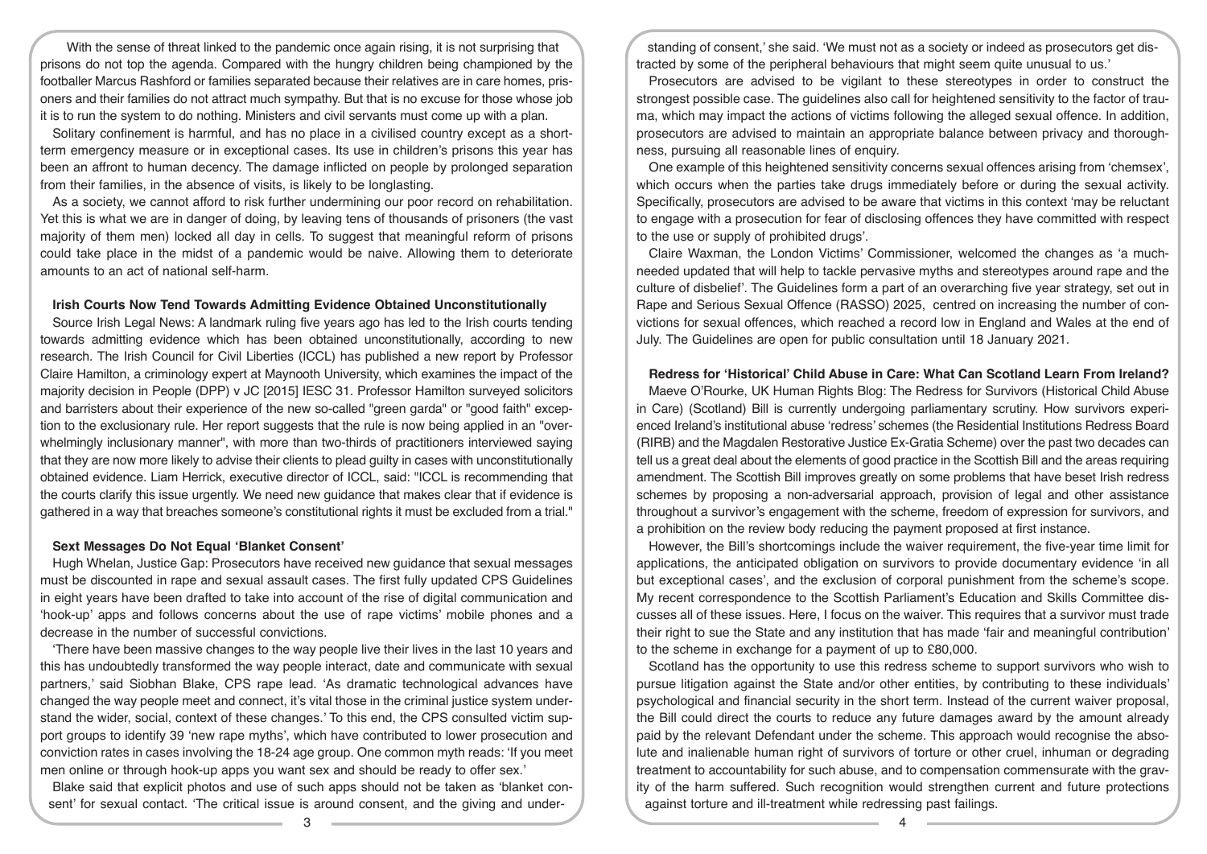With the sense of threat linked to the pandemic once again rising, it is not surprising that prisons do not top the agenda. Compared with the hungry children being championed by the footballer Marcus Rashford or families separated because their relatives are in care homes, prisoners and their families do not attract much sympathy. But that is no excuse for those whose job it is to run the system to do nothing. Ministers and civil servants must come up with a plan.

Solitary confinement is harmful, and has no place in a civilised country except as a short-term emergency measure or in exceptional cases. Its use in children's prisons this year has been an affront to human decency. The damage inflicted on people by prolonged separation from their families, in the absence of visits, is likely to be longlasting.

As a society, we cannot afford to risk further undermining our poor record on rehabilitation. Yet this is what we are in danger of doing, by leaving tens of thousands of prisoners (the vast majority of them men) locked all day in cells. To suggest that meaningful reform of prisons could take place in the midst of a pandemic would be naive. Allowing them to deteriorate amounts to an act of national self-harm.

**Irish Courts Now Tend Towards Admitting Evidence Obtained Unconstitutionally**

Source Irish Legal News: A landmark ruling five years ago has led to the Irish courts tending towards admitting evidence which has been obtained unconstitutionally, according to new research. The Irish Council for Civil Liberties (ICCL) has published a new report by Professor Claire Hamilton, a criminology expert at Maynooth University, which examines the impact of the majority decision in People (DPP) v JC [2015] IESC 31. Professor Hamilton surveyed solicitors and barristers about their experience of the new so-called "green garda" or "good faith" exception to the exclusionary rule. Her report suggests that the rule is now being applied in an "overwhelmingly inclusionary manner", with more than two-thirds of practitioners interviewed saying that they are now more likely to advise their clients to plead guilty in cases with unconstitutionally obtained evidence. Liam Herrick, executive director of ICCL, said: "ICCL is recommending that the courts clarify this issue urgently. We need new guidance that makes clear that if evidence is gathered in a way that breaches someone's constitutional rights it must be excluded from a trial."

**Sext Messages Do Not Equal 'Blanket Consent'**

Hugh Whelan, Justice Gap: Prosecutors have received new guidance that sexual messages must be discounted in rape and sexual assault cases. The first fully updated CPS Guidelines in eight years have been drafted to take into account of the rise of digital communication and 'hook-up' apps and follows concerns about the use of rape victims' mobile phones and a decrease in the number of successful convictions.

'There have been massive changes to the way people live their lives in the last 10 years and this has undoubtedly transformed the way people interact, date and communicate with sexual partners,' said Siobhan Blake, CPS rape lead. 'As dramatic technological advances have changed the way people meet and connect, it's vital those in the criminal justice system understand the wider, social, context of these changes.' To this end, the CPS consulted victim support groups to identify 39 'new rape myths', which have contributed to lower prosecution and conviction rates in cases involving the 18-24 age group. One common myth reads: 'If you meet men online or through hook-up apps you want sex and should be ready to offer sex.'

Blake said that explicit photos and use of such apps should not be taken as 'blanket consent' for sexual contact. 'The critical issue is around consent, and the giving and understanding of consent,' she said. 'We must not as a society or indeed as prosecutors get distracted by some of the peripheral behaviours that might seem quite unusual to us.'

Prosecutors are advised to be vigilant to these stereotypes in order to construct the strongest possible case. The guidelines also call for heightened sensitivity to the factor of trauma, which may impact the actions of victims following the alleged sexual offence. In addition, prosecutors are advised to maintain an appropriate balance between privacy and thoroughness, pursuing all reasonable lines of enquiry.

One example of this heightened sensitivity concerns sexual offences arising from 'chemsex', which occurs when the parties take drugs immediately before or during the sexual activity. Specifically, prosecutors are advised to be aware that victims in this context 'may be reluctant to engage with a prosecution for fear of disclosing offences they have committed with respect to the use or supply of prohibited drugs'.

Claire Waxman, the London Victims' Commissioner, welcomed the changes as 'a much-needed updated that will help to tackle pervasive myths and stereotypes around rape and the culture of disbelief'. The Guidelines form a part of an overarching five year strategy, set out in Rape and Serious Sexual Offence (RASSO) 2025, centred on increasing the number of convictions for sexual offences, which reached a record low in England and Wales at the end of July. The Guidelines are open for public consultation until 18 January 2021.

**Redress for 'Historical' Child Abuse in Care: What Can Scotland Learn From Ireland?**

Maeve O'Rourke, UK Human Rights Blog: The Redress for Survivors (Historical Child Abuse in Care) (Scotland) Bill is currently undergoing parliamentary scrutiny. How survivors experienced Ireland's institutional abuse 'redress' schemes (the Residential Institutions Redress Board (RIRB) and the Magdalen Restorative Justice Ex-Gratia Scheme) over the past two decades can tell us a great deal about the elements of good practice in the Scottish Bill and the areas requiring amendment. The Scottish Bill improves greatly on some problems that have beset Irish redress schemes by proposing a non-adversarial approach, provision of legal and other assistance throughout a survivor's engagement with the scheme, freedom of expression for survivors, and a prohibition on the review body reducing the payment proposed at first instance.

However, the Bill's shortcomings include the waiver requirement, the five-year time limit for applications, the anticipated obligation on survivors to provide documentary evidence 'in all but exceptional cases', and the exclusion of corporal punishment from the scheme's scope. My recent correspondence to the Scottish Parliament's Education and Skills Committee discusses all of these issues. Here, I focus on the waiver. This requires that a survivor must trade their right to sue the State and any institution that has made 'fair and meaningful contribution' to the scheme in exchange for a payment of up to £80,000.

Scotland has the opportunity to use this redress scheme to support survivors who wish to pursue litigation against the State and/or other entities, by contributing to these individuals' psychological and financial security in the short term. Instead of the current waiver proposal, the Bill could direct the courts to reduce any future damages award by the amount already paid by the relevant Defendant under the scheme. This approach would recognise the absolute and inalienable human right of survivors of torture or other cruel, inhuman or degrading treatment to accountability for such abuse, and to compensation commensurate with the gravity of the harm suffered. Such recognition would strengthen current and future protections against torture and ill-treatment while redressing past failings.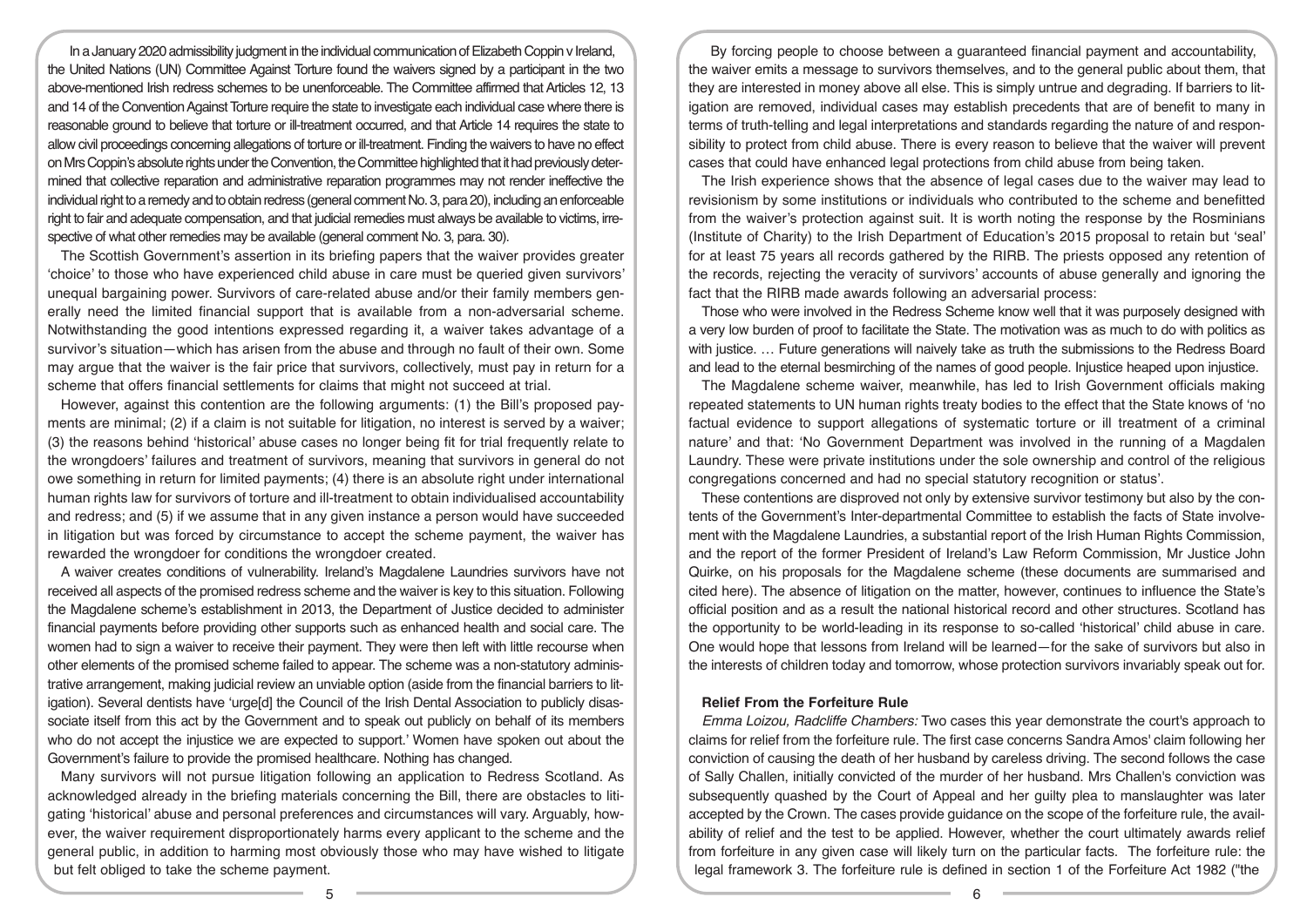In a January 2020 admissibility judgment in the individual communication of Elizabeth Coppin v Ireland, the United Nations (UN) Committee Against Torture found the waivers signed by a participant in the two above-mentioned Irish redress schemes to be unenforceable. The Committee affirmed that Articles 12, 13 and 14 of the Convention Against Torture require the state to investigate each individual case where there is reasonable ground to believe that torture or ill-treatment occurred, and that Article 14 requires the state to allow civil proceedings concerning allegations of torture or ill-treatment. Finding the waivers to have no effect on Mrs Coppin's absolute rights under the Convention, the Committee highlighted that it had previously determined that collective reparation and administrative reparation programmes may not render ineffective the individual right to a remedy and to obtain redress (general comment No. 3, para 20), including an enforceable right to fair and adequate compensation, and that judicial remedies must always be available to victims, irrespective of what other remedies may be available (general comment No. 3, para. 30).

The Scottish Government's assertion in its briefing papers that the waiver provides greater 'choice' to those who have experienced child abuse in care must be queried given survivors' unequal bargaining power. Survivors of care-related abuse and/or their family members generally need the limited financial support that is available from a non-adversarial scheme. Notwithstanding the good intentions expressed regarding it, a waiver takes advantage of a survivor's situation—which has arisen from the abuse and through no fault of their own. Some may argue that the waiver is the fair price that survivors, collectively, must pay in return for a scheme that offers financial settlements for claims that might not succeed at trial.

However, against this contention are the following arguments: (1) the Bill's proposed payments are minimal; (2) if a claim is not suitable for litigation, no interest is served by a waiver; (3) the reasons behind 'historical' abuse cases no longer being fit for trial frequently relate to the wrongdoers' failures and treatment of survivors, meaning that survivors in general do not owe something in return for limited payments; (4) there is an absolute right under international human rights law for survivors of torture and ill-treatment to obtain individualised accountability and redress; and (5) if we assume that in any given instance a person would have succeeded in litigation but was forced by circumstance to accept the scheme payment, the waiver has rewarded the wrongdoer for conditions the wrongdoer created.

A waiver creates conditions of vulnerability. Ireland's Magdalene Laundries survivors have not received all aspects of the promised redress scheme and the waiver is key to this situation. Following the Magdalene scheme's establishment in 2013, the Department of Justice decided to administer financial payments before providing other supports such as enhanced health and social care. The women had to sign a waiver to receive their payment. They were then left with little recourse when other elements of the promised scheme failed to appear. The scheme was a non-statutory administrative arrangement, making judicial review an unviable option (aside from the financial barriers to litigation). Several dentists have 'urge[d] the Council of the Irish Dental Association to publicly disassociate itself from this act by the Government and to speak out publicly on behalf of its members who do not accept the injustice we are expected to support.' Women have spoken out about the Government's failure to provide the promised healthcare. Nothing has changed.

Many survivors will not pursue litigation following an application to Redress Scotland. As acknowledged already in the briefing materials concerning the Bill, there are obstacles to litigating 'historical' abuse and personal preferences and circumstances will vary. Arguably, however, the waiver requirement disproportionately harms every applicant to the scheme and the general public, in addition to harming most obviously those who may have wished to litigate but felt obliged to take the scheme payment.

By forcing people to choose between a guaranteed financial payment and accountability, the waiver emits a message to survivors themselves, and to the general public about them, that they are interested in money above all else. This is simply untrue and degrading. If barriers to litigation are removed, individual cases may establish precedents that are of benefit to many in terms of truth-telling and legal interpretations and standards regarding the nature of and responsibility to protect from child abuse. There is every reason to believe that the waiver will prevent cases that could have enhanced legal protections from child abuse from being taken.

The Irish experience shows that the absence of legal cases due to the waiver may lead to revisionism by some institutions or individuals who contributed to the scheme and benefitted from the waiver's protection against suit. It is worth noting the response by the Rosminians (Institute of Charity) to the Irish Department of Education's 2015 proposal to retain but 'seal' for at least 75 years all records gathered by the RIRB. The priests opposed any retention of the records, rejecting the veracity of survivors' accounts of abuse generally and ignoring the fact that the RIRB made awards following an adversarial process:

Those who were involved in the Redress Scheme know well that it was purposely designed with a very low burden of proof to facilitate the State. The motivation was as much to do with politics as with justice. … Future generations will naively take as truth the submissions to the Redress Board and lead to the eternal besmirching of the names of good people. Injustice heaped upon injustice.

The Magdalene scheme waiver, meanwhile, has led to Irish Government officials making repeated statements to UN human rights treaty bodies to the effect that the State knows of 'no factual evidence to support allegations of systematic torture or ill treatment of a criminal nature' and that: 'No Government Department was involved in the running of a Magdalen Laundry. These were private institutions under the sole ownership and control of the religious congregations concerned and had no special statutory recognition or status'.

These contentions are disproved not only by extensive survivor testimony but also by the contents of the Government's Inter-departmental Committee to establish the facts of State involvement with the Magdalene Laundries, a substantial report of the Irish Human Rights Commission, and the report of the former President of Ireland's Law Reform Commission, Mr Justice John Quirke, on his proposals for the Magdalene scheme (these documents are summarised and cited here). The absence of litigation on the matter, however, continues to influence the State's official position and as a result the national historical record and other structures. Scotland has the opportunity to be world-leading in its response to so-called 'historical' child abuse in care. One would hope that lessons from Ireland will be learned—for the sake of survivors but also in the interests of children today and tomorrow, whose protection survivors invariably speak out for.

## Relief From the Forfeiture Rule

*Emma Loizou, Radcliffe Chambers:* Two cases this year demonstrate the court's approach to claims for relief from the forfeiture rule. The first case concerns Sandra Amos' claim following her conviction of causing the death of her husband by careless driving. The second follows the case of Sally Challen, initially convicted of the murder of her husband. Mrs Challen's conviction was subsequently quashed by the Court of Appeal and her guilty plea to manslaughter was later accepted by the Crown. The cases provide guidance on the scope of the forfeiture rule, the availability of relief and the test to be applied. However, whether the court ultimately awards relief from forfeiture in any given case will likely turn on the particular facts. The forfeiture rule: the legal framework 3. The forfeiture rule is defined in section 1 of the Forfeiture Act 1982 ("the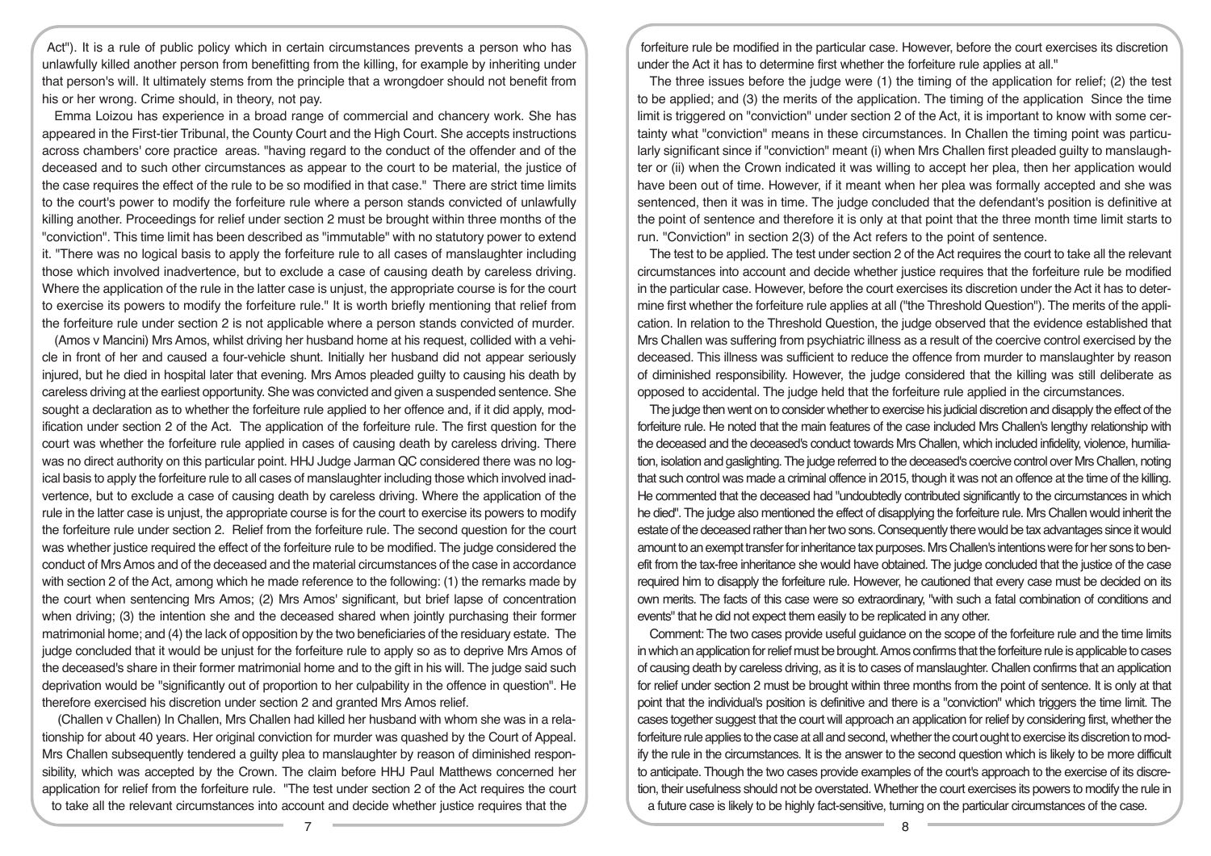Act"). It is a rule of public policy which in certain circumstances prevents a person who has unlawfully killed another person from benefitting from the killing, for example by inheriting under that person's will. It ultimately stems from the principle that a wrongdoer should not benefit from his or her wrong. Crime should, in theory, not pay.

Emma Loizou has experience in a broad range of commercial and chancery work. She has appeared in the First-tier Tribunal, the County Court and the High Court. She accepts instructions across chambers' core practice areas. "having regard to the conduct of the offender and of the deceased and to such other circumstances as appear to the court to be material, the justice of the case requires the effect of the rule to be so modified in that case." There are strict time limits to the court's power to modify the forfeiture rule where a person stands convicted of unlawfully killing another. Proceedings for relief under section 2 must be brought within three months of the "conviction". This time limit has been described as "immutable" with no statutory power to extend it. "There was no logical basis to apply the forfeiture rule to all cases of manslaughter including those which involved inadvertence, but to exclude a case of causing death by careless driving. Where the application of the rule in the latter case is unjust, the appropriate course is for the court to exercise its powers to modify the forfeiture rule." It is worth briefly mentioning that relief from the forfeiture rule under section 2 is not applicable where a person stands convicted of murder.

(Amos v Mancini) Mrs Amos, whilst driving her husband home at his request, collided with a vehicle in front of her and caused a four-vehicle shunt. Initially her husband did not appear seriously injured, but he died in hospital later that evening. Mrs Amos pleaded guilty to causing his death by careless driving at the earliest opportunity. She was convicted and given a suspended sentence. She sought a declaration as to whether the forfeiture rule applied to her offence and, if it did apply, modification under section 2 of the Act. The application of the forfeiture rule. The first question for the court was whether the forfeiture rule applied in cases of causing death by careless driving. There was no direct authority on this particular point. HHJ Judge Jarman QC considered there was no logical basis to apply the forfeiture rule to all cases of manslaughter including those which involved inadvertence, but to exclude a case of causing death by careless driving. Where the application of the rule in the latter case is unjust, the appropriate course is for the court to exercise its powers to modify the forfeiture rule under section 2. Relief from the forfeiture rule. The second question for the court was whether justice required the effect of the forfeiture rule to be modified. The judge considered the conduct of Mrs Amos and of the deceased and the material circumstances of the case in accordance with section 2 of the Act, among which he made reference to the following: (1) the remarks made by the court when sentencing Mrs Amos; (2) Mrs Amos' significant, but brief lapse of concentration when driving; (3) the intention she and the deceased shared when jointly purchasing their former matrimonial home; and (4) the lack of opposition by the two beneficiaries of the residuary estate. The judge concluded that it would be unjust for the forfeiture rule to apply so as to deprive Mrs Amos of the deceased's share in their former matrimonial home and to the gift in his will. The judge said such deprivation would be "significantly out of proportion to her culpability in the offence in question". He therefore exercised his discretion under section 2 and granted Mrs Amos relief.

(Challen v Challen) In Challen, Mrs Challen had killed her husband with whom she was in a relationship for about 40 years. Her original conviction for murder was quashed by the Court of Appeal. Mrs Challen subsequently tendered a guilty plea to manslaughter by reason of diminished responsibility, which was accepted by the Crown. The claim before HHJ Paul Matthews concerned her application for relief from the forfeiture rule. "The test under section 2 of the Act requires the court to take all the relevant circumstances into account and decide whether justice requires that the forfeiture rule be modified in the particular case. However, before the court exercises its discretion under the Act it has to determine first whether the forfeiture rule applies at all."

The three issues before the judge were (1) the timing of the application for relief; (2) the test to be applied; and (3) the merits of the application. The timing of the application Since the time limit is triggered on "conviction" under section 2 of the Act, it is important to know with some certainty what "conviction" means in these circumstances. In Challen the timing point was particularly significant since if "conviction" meant (i) when Mrs Challen first pleaded guilty to manslaughter or (ii) when the Crown indicated it was willing to accept her plea, then her application would have been out of time. However, if it meant when her plea was formally accepted and she was sentenced, then it was in time. The judge concluded that the defendant's position is definitive at the point of sentence and therefore it is only at that point that the three month time limit starts to run. "Conviction" in section 2(3) of the Act refers to the point of sentence.

The test to be applied. The test under section 2 of the Act requires the court to take all the relevant circumstances into account and decide whether justice requires that the forfeiture rule be modified in the particular case. However, before the court exercises its discretion under the Act it has to determine first whether the forfeiture rule applies at all ("the Threshold Question"). The merits of the application. In relation to the Threshold Question, the judge observed that the evidence established that Mrs Challen was suffering from psychiatric illness as a result of the coercive control exercised by the deceased. This illness was sufficient to reduce the offence from murder to manslaughter by reason of diminished responsibility. However, the judge considered that the killing was still deliberate as opposed to accidental. The judge held that the forfeiture rule applied in the circumstances.

The judge then went on to consider whether to exercise his judicial discretion and disapply the effect of the forfeiture rule. He noted that the main features of the case included Mrs Challen's lengthy relationship with the deceased and the deceased's conduct towards Mrs Challen, which included infidelity, violence, humiliation, isolation and gaslighting. The judge referred to the deceased's coercive control over Mrs Challen, noting that such control was made a criminal offence in 2015, though it was not an offence at the time of the killing. He commented that the deceased had "undoubtedly contributed significantly to the circumstances in which he died". The judge also mentioned the effect of disapplying the forfeiture rule. Mrs Challen would inherit the estate of the deceased rather than her two sons. Consequently there would be tax advantages since it would amount to an exempt transfer for inheritance tax purposes. Mrs Challen's intentions were for her sons to benefit from the tax-free inheritance she would have obtained. The judge concluded that the justice of the case required him to disapply the forfeiture rule. However, he cautioned that every case must be decided on its own merits. The facts of this case were so extraordinary, "with such a fatal combination of conditions and events" that he did not expect them easily to be replicated in any other.

Comment: The two cases provide useful guidance on the scope of the forfeiture rule and the time limits in which an application for relief must be brought. Amos confirms that the forfeiture rule is applicable to cases of causing death by careless driving, as it is to cases of manslaughter. Challen confirms that an application for relief under section 2 must be brought within three months from the point of sentence. It is only at that point that the individual's position is definitive and there is a "conviction" which triggers the time limit. The cases together suggest that the court will approach an application for relief by considering first, whether the forfeiture rule applies to the case at all and second, whether the court ought to exercise its discretion to modify the rule in the circumstances. It is the answer to the second question which is likely to be more difficult to anticipate. Though the two cases provide examples of the court's approach to the exercise of its discretion, their usefulness should not be overstated. Whether the court exercises its powers to modify the rule in a future case is likely to be highly fact-sensitive, turning on the particular circumstances of the case.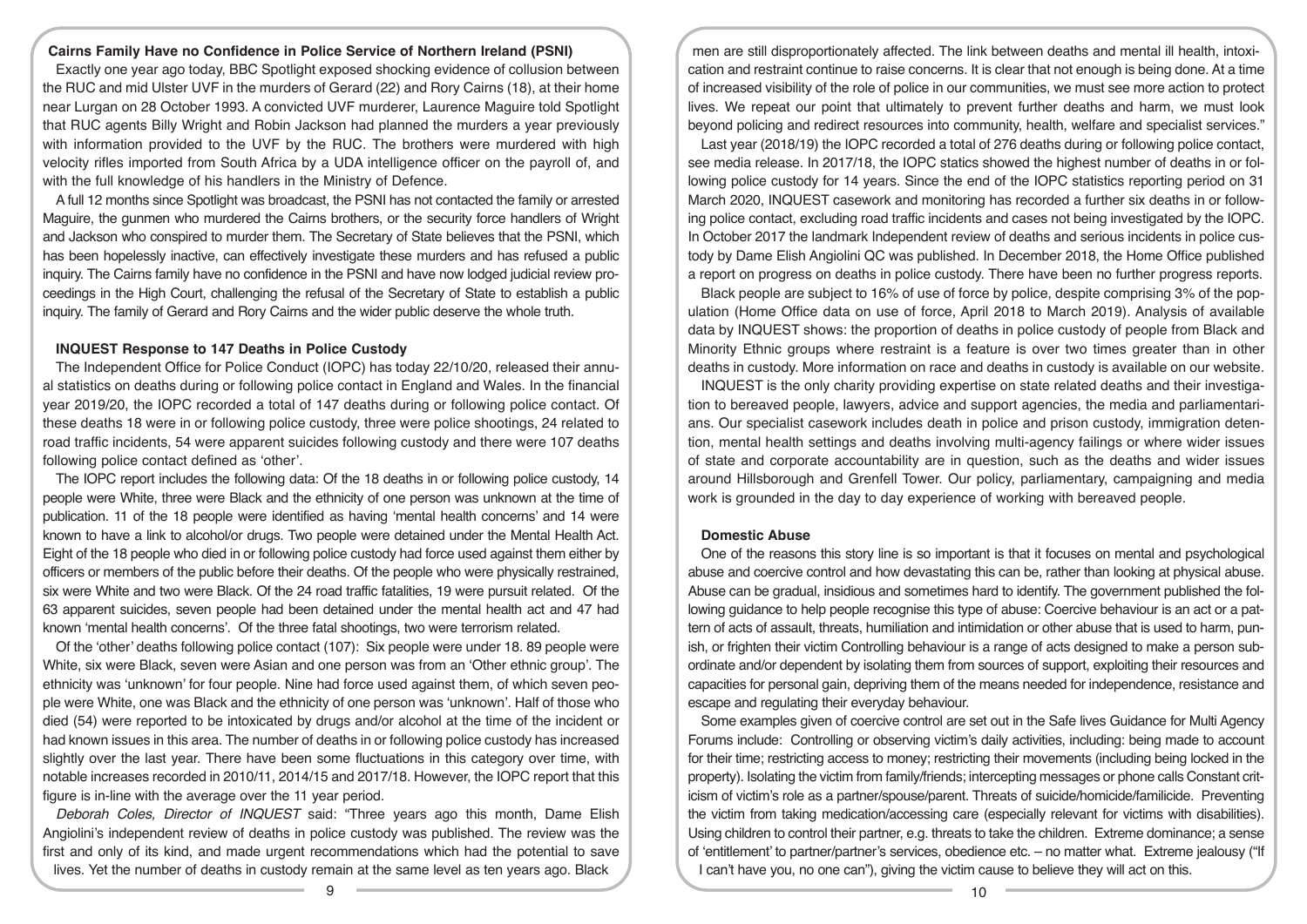### Cairns Family Have no Confidence in Police Service of Northern Ireland (PSNI)

Exactly one year ago today, BBC Spotlight exposed shocking evidence of collusion between the RUC and mid Ulster UVF in the murders of Gerard (22) and Rory Cairns (18), at their home near Lurgan on 28 October 1993. A convicted UVF murderer, Laurence Maguire told Spotlight that RUC agents Billy Wright and Robin Jackson had planned the murders a year previously with information provided to the UVF by the RUC. The brothers were murdered with high velocity rifles imported from South Africa by a UDA intelligence officer on the payroll of, and with the full knowledge of his handlers in the Ministry of Defence.

A full 12 months since Spotlight was broadcast, the PSNI has not contacted the family or arrested Maguire, the gunmen who murdered the Cairns brothers, or the security force handlers of Wright and Jackson who conspired to murder them. The Secretary of State believes that the PSNI, which has been hopelessly inactive, can effectively investigate these murders and has refused a public inquiry. The Cairns family have no confidence in the PSNI and have now lodged judicial review proceedings in the High Court, challenging the refusal of the Secretary of State to establish a public inquiry. The family of Gerard and Rory Cairns and the wider public deserve the whole truth.

### INQUEST Response to 147 Deaths in Police Custody

The Independent Office for Police Conduct (IOPC) has today 22/10/20, released their annual statistics on deaths during or following police contact in England and Wales. In the financial year 2019/20, the IOPC recorded a total of 147 deaths during or following police contact. Of these deaths 18 were in or following police custody, three were police shootings, 24 related to road traffic incidents, 54 were apparent suicides following custody and there were 107 deaths following police contact defined as 'other'.

The IOPC report includes the following data: Of the 18 deaths in or following police custody, 14 people were White, three were Black and the ethnicity of one person was unknown at the time of publication. 11 of the 18 people were identified as having 'mental health concerns' and 14 were known to have a link to alcohol/or drugs. Two people were detained under the Mental Health Act. Eight of the 18 people who died in or following police custody had force used against them either by officers or members of the public before their deaths. Of the people who were physically restrained, six were White and two were Black. Of the 24 road traffic fatalities, 19 were pursuit related. Of the 63 apparent suicides, seven people had been detained under the mental health act and 47 had known 'mental health concerns'. Of the three fatal shootings, two were terrorism related.

Of the 'other' deaths following police contact (107): Six people were under 18. 89 people were White, six were Black, seven were Asian and one person was from an 'Other ethnic group'. The ethnicity was 'unknown' for four people. Nine had force used against them, of which seven people were White, one was Black and the ethnicity of one person was 'unknown'. Half of those who died (54) were reported to be intoxicated by drugs and/or alcohol at the time of the incident or had known issues in this area. The number of deaths in or following police custody has increased slightly over the last year. There have been some fluctuations in this category over time, with notable increases recorded in 2010/11, 2014/15 and 2017/18. However, the IOPC report that this figure is in-line with the average over the 11 year period.

*Deborah Coles, Director of INQUEST* said: "Three years ago this month, Dame Elish Angiolini's independent review of deaths in police custody was published. The review was the first and only of its kind, and made urgent recommendations which had the potential to save lives. Yet the number of deaths in custody remain at the same level as ten years ago. Black men are still disproportionately affected. The link between deaths and mental ill health, intoxication and restraint continue to raise concerns. It is clear that not enough is being done. At a time of increased visibility of the role of police in our communities, we must see more action to protect lives. We repeat our point that ultimately to prevent further deaths and harm, we must look beyond policing and redirect resources into community, health, welfare and specialist services."

Last year (2018/19) the IOPC recorded a total of 276 deaths during or following police contact, see media release. In 2017/18, the IOPC statics showed the highest number of deaths in or following police custody for 14 years. Since the end of the IOPC statistics reporting period on 31 March 2020, INQUEST casework and monitoring has recorded a further six deaths in or following police contact, excluding road traffic incidents and cases not being investigated by the IOPC. In October 2017 the landmark Independent review of deaths and serious incidents in police custody by Dame Elish Angiolini QC was published. In December 2018, the Home Office published a report on progress on deaths in police custody. There have been no further progress reports.

Black people are subject to 16% of use of force by police, despite comprising 3% of the population (Home Office data on use of force, April 2018 to March 2019). Analysis of available data by INQUEST shows: the proportion of deaths in police custody of people from Black and Minority Ethnic groups where restraint is a feature is over two times greater than in other deaths in custody. More information on race and deaths in custody is available on our website.

INQUEST is the only charity providing expertise on state related deaths and their investigation to bereaved people, lawyers, advice and support agencies, the media and parliamentarians. Our specialist casework includes death in police and prison custody, immigration detention, mental health settings and deaths involving multi-agency failings or where wider issues of state and corporate accountability are in question, such as the deaths and wider issues around Hillsborough and Grenfell Tower. Our policy, parliamentary, campaigning and media work is grounded in the day to day experience of working with bereaved people.

### Domestic Abuse

One of the reasons this story line is so important is that it focuses on mental and psychological abuse and coercive control and how devastating this can be, rather than looking at physical abuse. Abuse can be gradual, insidious and sometimes hard to identify. The government published the following guidance to help people recognise this type of abuse: Coercive behaviour is an act or a pattern of acts of assault, threats, humiliation and intimidation or other abuse that is used to harm, punish, or frighten their victim Controlling behaviour is a range of acts designed to make a person subordinate and/or dependent by isolating them from sources of support, exploiting their resources and capacities for personal gain, depriving them of the means needed for independence, resistance and escape and regulating their everyday behaviour.

Some examples given of coercive control are set out in the Safe lives Guidance for Multi Agency Forums include: Controlling or observing victim's daily activities, including: being made to account for their time; restricting access to money; restricting their movements (including being locked in the property). Isolating the victim from family/friends; intercepting messages or phone calls Constant criticism of victim's role as a partner/spouse/parent. Threats of suicide/homicide/familicide. Preventing the victim from taking medication/accessing care (especially relevant for victims with disabilities). Using children to control their partner, e.g. threats to take the children. Extreme dominance; a sense of 'entitlement' to partner/partner's services, obedience etc. – no matter what. Extreme jealousy ("If I can't have you, no one can"), giving the victim cause to believe they will act on this.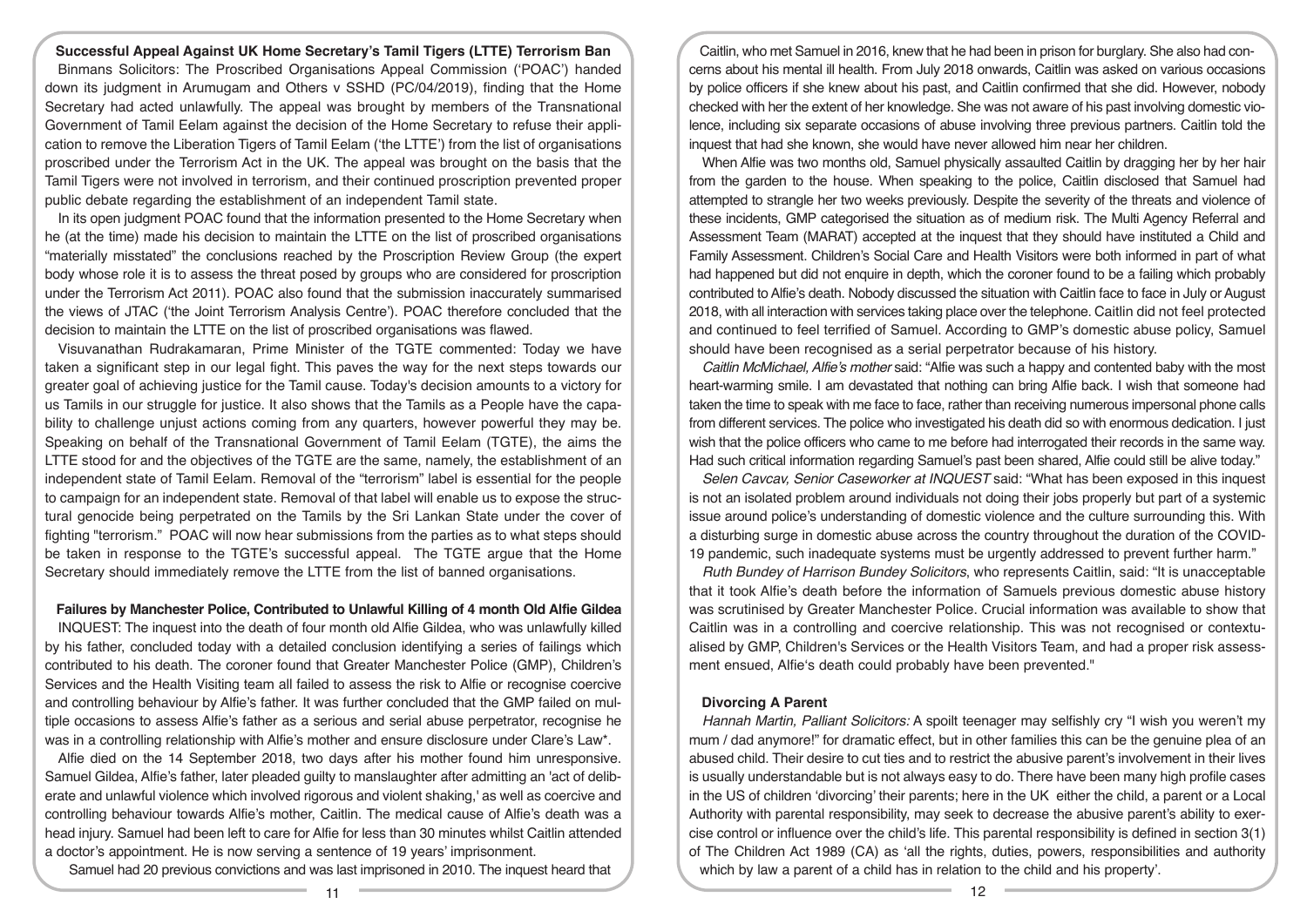## Successful Appeal Against UK Home Secretary's Tamil Tigers (LTTE) Terrorism Ban

Binmans Solicitors: The Proscribed Organisations Appeal Commission ('POAC') handed down its judgment in Arumugam and Others v SSHD (PC/04/2019), finding that the Home Secretary had acted unlawfully. The appeal was brought by members of the Transnational Government of Tamil Eelam against the decision of the Home Secretary to refuse their application to remove the Liberation Tigers of Tamil Eelam ('the LTTE') from the list of organisations proscribed under the Terrorism Act in the UK. The appeal was brought on the basis that the Tamil Tigers were not involved in terrorism, and their continued proscription prevented proper public debate regarding the establishment of an independent Tamil state.

In its open judgment POAC found that the information presented to the Home Secretary when he (at the time) made his decision to maintain the LTTE on the list of proscribed organisations "materially misstated" the conclusions reached by the Proscription Review Group (the expert body whose role it is to assess the threat posed by groups who are considered for proscription under the Terrorism Act 2011). POAC also found that the submission inaccurately summarised the views of JTAC ('the Joint Terrorism Analysis Centre'). POAC therefore concluded that the decision to maintain the LTTE on the list of proscribed organisations was flawed.

Visuvanathan Rudrakamaran, Prime Minister of the TGTE commented: Today we have taken a significant step in our legal fight. This paves the way for the next steps towards our greater goal of achieving justice for the Tamil cause. Today's decision amounts to a victory for us Tamils in our struggle for justice. It also shows that the Tamils as a People have the capability to challenge unjust actions coming from any quarters, however powerful they may be. Speaking on behalf of the Transnational Government of Tamil Eelam (TGTE), the aims the LTTE stood for and the objectives of the TGTE are the same, namely, the establishment of an independent state of Tamil Eelam. Removal of the "terrorism" label is essential for the people to campaign for an independent state. Removal of that label will enable us to expose the structural genocide being perpetrated on the Tamils by the Sri Lankan State under the cover of fighting "terrorism." POAC will now hear submissions from the parties as to what steps should be taken in response to the TGTE's successful appeal. The TGTE argue that the Home Secretary should immediately remove the LTTE from the list of banned organisations.

## Failures by Manchester Police, Contributed to Unlawful Killing of 4 month Old Alfie Gildea

INQUEST: The inquest into the death of four month old Alfie Gildea, who was unlawfully killed by his father, concluded today with a detailed conclusion identifying a series of failings which contributed to his death. The coroner found that Greater Manchester Police (GMP), Children's Services and the Health Visiting team all failed to assess the risk to Alfie or recognise coercive and controlling behaviour by Alfie's father. It was further concluded that the GMP failed on multiple occasions to assess Alfie's father as a serious and serial abuse perpetrator, recognise he was in a controlling relationship with Alfie's mother and ensure disclosure under Clare's Law*.

Alfie died on the 14 September 2018, two days after his mother found him unresponsive. Samuel Gildea, Alfie's father, later pleaded guilty to manslaughter after admitting an 'act of deliberate and unlawful violence which involved rigorous and violent shaking,' as well as coercive and controlling behaviour towards Alfie's mother, Caitlin. The medical cause of Alfie's death was a head injury. Samuel had been left to care for Alfie for less than 30 minutes whilst Caitlin attended a doctor's appointment. He is now serving a sentence of 19 years' imprisonment.

Samuel had 20 previous convictions and was last imprisoned in 2010. The inquest heard that Caitlin, who met Samuel in 2016, knew that he had been in prison for burglary. She also had concerns about his mental ill health. From July 2018 onwards, Caitlin was asked on various occasions by police officers if she knew about his past, and Caitlin confirmed that she did. However, nobody checked with her the extent of her knowledge. She was not aware of his past involving domestic violence, including six separate occasions of abuse involving three previous partners. Caitlin told the inquest that had she known, she would have never allowed him near her children.

When Alfie was two months old, Samuel physically assaulted Caitlin by dragging her by her hair from the garden to the house. When speaking to the police, Caitlin disclosed that Samuel had attempted to strangle her two weeks previously. Despite the severity of the threats and violence of these incidents, GMP categorised the situation as of medium risk. The Multi Agency Referral and Assessment Team (MARAT) accepted at the inquest that they should have instituted a Child and Family Assessment. Children's Social Care and Health Visitors were both informed in part of what had happened but did not enquire in depth, which the coroner found to be a failing which probably contributed to Alfie's death. Nobody discussed the situation with Caitlin face to face in July or August 2018, with all interaction with services taking place over the telephone. Caitlin did not feel protected and continued to feel terrified of Samuel. According to GMP's domestic abuse policy, Samuel should have been recognised as a serial perpetrator because of his history.

*Caitlin McMichael, Alfie's mother* said: "Alfie was such a happy and contented baby with the most heart-warming smile. I am devastated that nothing can bring Alfie back. I wish that someone had taken the time to speak with me face to face, rather than receiving numerous impersonal phone calls from different services. The police who investigated his death did so with enormous dedication. I just wish that the police officers who came to me before had interrogated their records in the same way. Had such critical information regarding Samuel's past been shared, Alfie could still be alive today."

*Selen Cavcav, Senior Caseworker at INQUEST* said: "What has been exposed in this inquest is not an isolated problem around individuals not doing their jobs properly but part of a systemic issue around police's understanding of domestic violence and the culture surrounding this. With a disturbing surge in domestic abuse across the country throughout the duration of the COVID-19 pandemic, such inadequate systems must be urgently addressed to prevent further harm."

*Ruth Bundey of Harrison Bundey Solicitors*, who represents Caitlin, said: "It is unacceptable that it took Alfie's death before the information of Samuels previous domestic abuse history was scrutinised by Greater Manchester Police. Crucial information was available to show that Caitlin was in a controlling and coercive relationship. This was not recognised or contextualised by GMP, Children's Services or the Health Visitors Team, and had a proper risk assessment ensued, Alfie's death could probably have been prevented."

## Divorcing A Parent

*Hannah Martin, Palliant Solicitors:* A spoilt teenager may selfishly cry "I wish you weren't my mum / dad anymore!" for dramatic effect, but in other families this can be the genuine plea of an abused child. Their desire to cut ties and to restrict the abusive parent's involvement in their lives is usually understandable but is not always easy to do. There have been many high profile cases in the US of children 'divorcing' their parents; here in the UK either the child, a parent or a Local Authority with parental responsibility, may seek to decrease the abusive parent's ability to exercise control or influence over the child's life. This parental responsibility is defined in section 3(1) of The Children Act 1989 (CA) as 'all the rights, duties, powers, responsibilities and authority which by law a parent of a child has in relation to the child and his property'.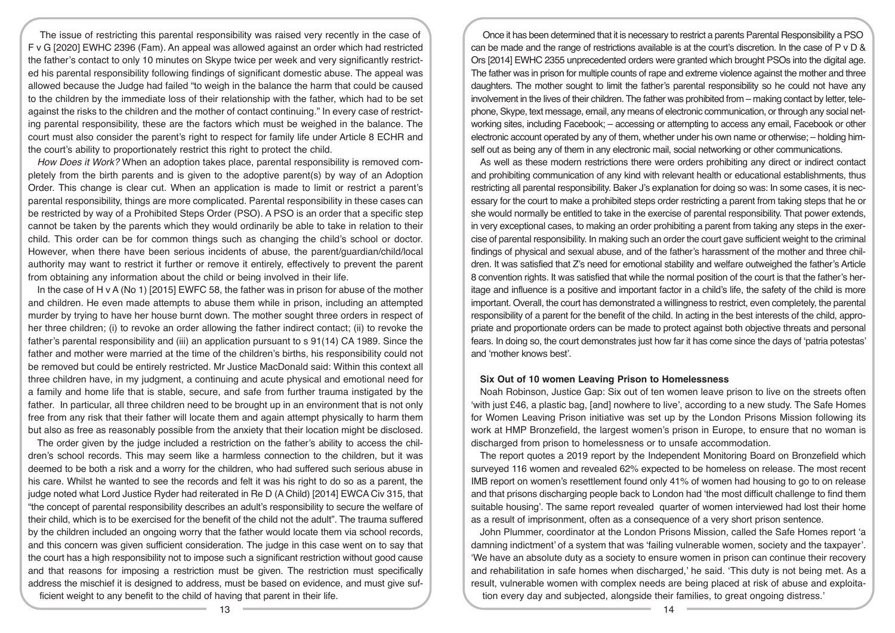The issue of restricting this parental responsibility was raised very recently in the case of F v G [2020] EWHC 2396 (Fam). An appeal was allowed against an order which had restricted the father's contact to only 10 minutes on Skype twice per week and very significantly restricted his parental responsibility following findings of significant domestic abuse. The appeal was allowed because the Judge had failed "to weigh in the balance the harm that could be caused to the children by the immediate loss of their relationship with the father, which had to be set against the risks to the children and the mother of contact continuing." In every case of restricting parental responsibility, these are the factors which must be weighed in the balance. The court must also consider the parent's right to respect for family life under Article 8 ECHR and the court's ability to proportionately restrict this right to protect the child.

*How Does it Work?* When an adoption takes place, parental responsibility is removed completely from the birth parents and is given to the adoptive parent(s) by way of an Adoption Order. This change is clear cut. When an application is made to limit or restrict a parent's parental responsibility, things are more complicated. Parental responsibility in these cases can be restricted by way of a Prohibited Steps Order (PSO). A PSO is an order that a specific step cannot be taken by the parents which they would ordinarily be able to take in relation to their child. This order can be for common things such as changing the child's school or doctor. However, when there have been serious incidents of abuse, the parent/guardian/child/local authority may want to restrict it further or remove it entirely, effectively to prevent the parent from obtaining any information about the child or being involved in their life.

In the case of H v A (No 1) [2015] EWFC 58, the father was in prison for abuse of the mother and children. He even made attempts to abuse them while in prison, including an attempted murder by trying to have her house burnt down. The mother sought three orders in respect of her three children; (i) to revoke an order allowing the father indirect contact; (ii) to revoke the father's parental responsibility and (iii) an application pursuant to s 91(14) CA 1989. Since the father and mother were married at the time of the children's births, his responsibility could not be removed but could be entirely restricted. Mr Justice MacDonald said: Within this context all three children have, in my judgment, a continuing and acute physical and emotional need for a family and home life that is stable, secure, and safe from further trauma instigated by the father. In particular, all three children need to be brought up in an environment that is not only free from any risk that their father will locate them and again attempt physically to harm them but also as free as reasonably possible from the anxiety that their location might be disclosed.

The order given by the judge included a restriction on the father's ability to access the children's school records. This may seem like a harmless connection to the children, but it was deemed to be both a risk and a worry for the children, who had suffered such serious abuse in his care. Whilst he wanted to see the records and felt it was his right to do so as a parent, the judge noted what Lord Justice Ryder had reiterated in Re D (A Child) [2014] EWCA Civ 315, that "the concept of parental responsibility describes an adult's responsibility to secure the welfare of their child, which is to be exercised for the benefit of the child not the adult". The trauma suffered by the children included an ongoing worry that the father would locate them via school records, and this concern was given sufficient consideration. The judge in this case went on to say that the court has a high responsibility not to impose such a significant restriction without good cause and that reasons for imposing a restriction must be given. The restriction must specifically address the mischief it is designed to address, must be based on evidence, and must give sufficient weight to any benefit to the child of having that parent in their life.

Once it has been determined that it is necessary to restrict a parents Parental Responsibility a PSO can be made and the range of restrictions available is at the court's discretion. In the case of P v D & Ors [2014] EWHC 2355 unprecedented orders were granted which brought PSOs into the digital age. The father was in prison for multiple counts of rape and extreme violence against the mother and three daughters. The mother sought to limit the father's parental responsibility so he could not have any involvement in the lives of their children. The father was prohibited from – making contact by letter, telephone, Skype, text message, email, any means of electronic communication, or through any social networking sites, including Facebook; – accessing or attempting to access any email, Facebook or other electronic account operated by any of them, whether under his own name or otherwise; – holding himself out as being any of them in any electronic mail, social networking or other communications.

As well as these modern restrictions there were orders prohibiting any direct or indirect contact and prohibiting communication of any kind with relevant health or educational establishments, thus restricting all parental responsibility. Baker J's explanation for doing so was: In some cases, it is necessary for the court to make a prohibited steps order restricting a parent from taking steps that he or she would normally be entitled to take in the exercise of parental responsibility. That power extends, in very exceptional cases, to making an order prohibiting a parent from taking any steps in the exercise of parental responsibility. In making such an order the court gave sufficient weight to the criminal findings of physical and sexual abuse, and of the father's harassment of the mother and three children. It was satisfied that Z's need for emotional stability and welfare outweighed the father's Article 8 convention rights. It was satisfied that while the normal position of the court is that the father's heritage and influence is a positive and important factor in a child's life, the safety of the child is more important. Overall, the court has demonstrated a willingness to restrict, even completely, the parental responsibility of a parent for the benefit of the child. In acting in the best interests of the child, appropriate and proportionate orders can be made to protect against both objective threats and personal fears. In doing so, the court demonstrates just how far it has come since the days of 'patria potestas' and 'mother knows best'.

### Six Out of 10 women Leaving Prison to Homelessness

Noah Robinson, Justice Gap: Six out of ten women leave prison to live on the streets often 'with just £46, a plastic bag, [and] nowhere to live', according to a new study. The Safe Homes for Women Leaving Prison initiative was set up by the London Prisons Mission following its work at HMP Bronzefield, the largest women's prison in Europe, to ensure that no woman is discharged from prison to homelessness or to unsafe accommodation.

The report quotes a 2019 report by the Independent Monitoring Board on Bronzefield which surveyed 116 women and revealed 62% expected to be homeless on release. The most recent IMB report on women's resettlement found only 41% of women had housing to go to on release and that prisons discharging people back to London had 'the most difficult challenge to find them suitable housing'. The same report revealed quarter of women interviewed had lost their home as a result of imprisonment, often as a consequence of a very short prison sentence.

John Plummer, coordinator at the London Prisons Mission, called the Safe Homes report 'a damning indictment' of a system that was 'failing vulnerable women, society and the taxpayer'. 'We have an absolute duty as a society to ensure women in prison can continue their recovery and rehabilitation in safe homes when discharged,' he said. 'This duty is not being met. As a result, vulnerable women with complex needs are being placed at risk of abuse and exploitation every day and subjected, alongside their families, to great ongoing distress.'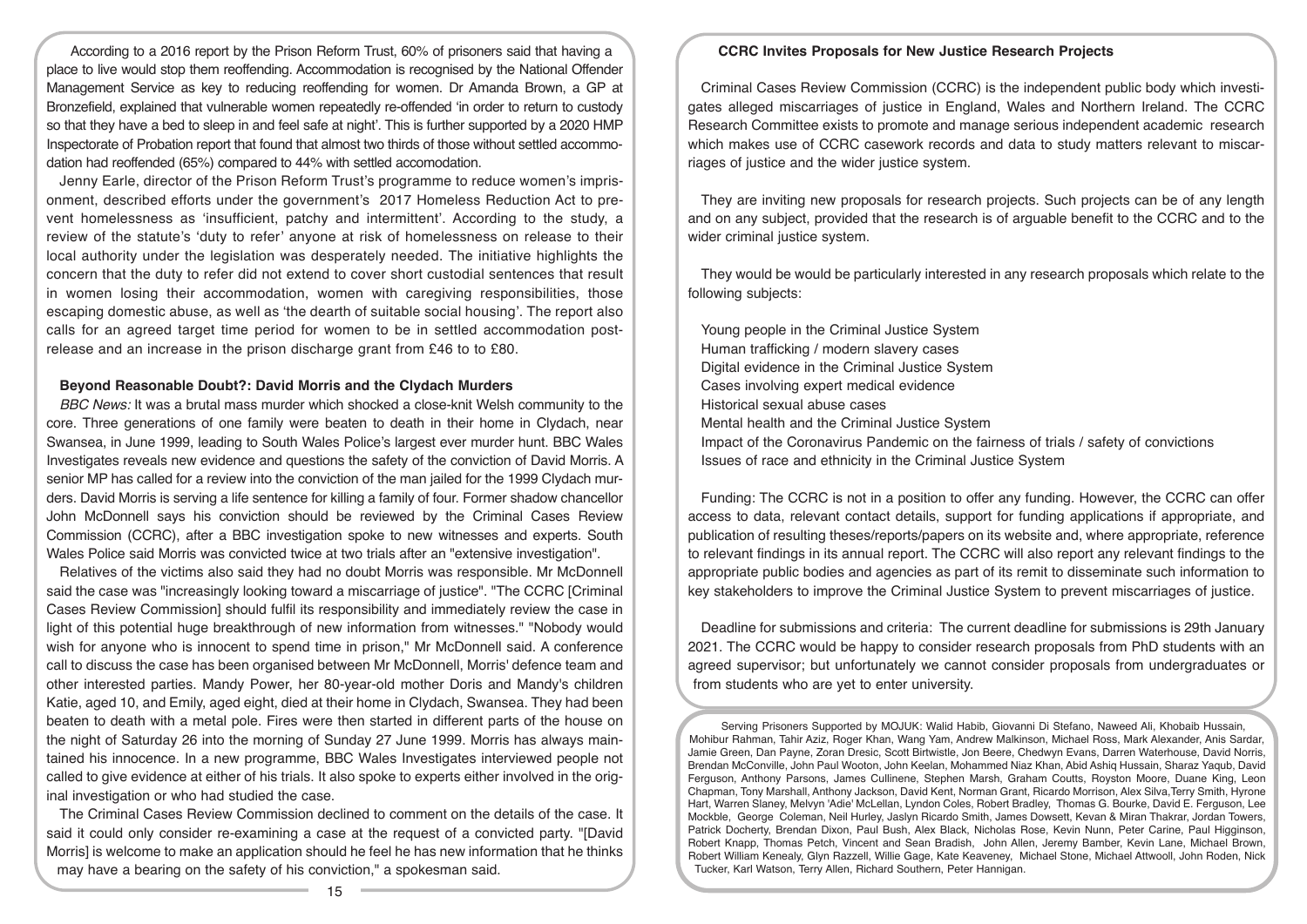According to a 2016 report by the Prison Reform Trust, 60% of prisoners said that having a place to live would stop them reoffending. Accommodation is recognised by the National Offender Management Service as key to reducing reoffending for women. Dr Amanda Brown, a GP at Bronzefield, explained that vulnerable women repeatedly re-offended 'in order to return to custody so that they have a bed to sleep in and feel safe at night'. This is further supported by a 2020 HMP Inspectorate of Probation report that found that almost two thirds of those without settled accommodation had reoffended (65%) compared to 44% with settled accomodation.

Jenny Earle, director of the Prison Reform Trust's programme to reduce women's imprisonment, described efforts under the government's 2017 Homeless Reduction Act to prevent homelessness as 'insufficient, patchy and intermittent'. According to the study, a review of the statute's 'duty to refer' anyone at risk of homelessness on release to their local authority under the legislation was desperately needed. The initiative highlights the concern that the duty to refer did not extend to cover short custodial sentences that result in women losing their accommodation, women with caregiving responsibilities, those escaping domestic abuse, as well as 'the dearth of suitable social housing'. The report also calls for an agreed target time period for women to be in settled accommodation post-release and an increase in the prison discharge grant from £46 to to £80.

### Beyond Reasonable Doubt?: David Morris and the Clydach Murders

*BBC News:* It was a brutal mass murder which shocked a close-knit Welsh community to the core. Three generations of one family were beaten to death in their home in Clydach, near Swansea, in June 1999, leading to South Wales Police's largest ever murder hunt. BBC Wales Investigates reveals new evidence and questions the safety of the conviction of David Morris. A senior MP has called for a review into the conviction of the man jailed for the 1999 Clydach murders. David Morris is serving a life sentence for killing a family of four. Former shadow chancellor John McDonnell says his conviction should be reviewed by the Criminal Cases Review Commission (CCRC), after a BBC investigation spoke to new witnesses and experts. South Wales Police said Morris was convicted twice at two trials after an "extensive investigation".

Relatives of the victims also said they had no doubt Morris was responsible. Mr McDonnell said the case was "increasingly looking toward a miscarriage of justice". "The CCRC [Criminal Cases Review Commission] should fulfil its responsibility and immediately review the case in light of this potential huge breakthrough of new information from witnesses." "Nobody would wish for anyone who is innocent to spend time in prison," Mr McDonnell said. A conference call to discuss the case has been organised between Mr McDonnell, Morris' defence team and other interested parties. Mandy Power, her 80-year-old mother Doris and Mandy's children Katie, aged 10, and Emily, aged eight, died at their home in Clydach, Swansea. They had been beaten to death with a metal pole. Fires were then started in different parts of the house on the night of Saturday 26 into the morning of Sunday 27 June 1999. Morris has always maintained his innocence. In a new programme, BBC Wales Investigates interviewed people not called to give evidence at either of his trials. It also spoke to experts either involved in the original investigation or who had studied the case.

The Criminal Cases Review Commission declined to comment on the details of the case. It said it could only consider re-examining a case at the request of a convicted party. "[David Morris] is welcome to make an application should he feel he has new information that he thinks may have a bearing on the safety of his conviction," a spokesman said.

### CCRC Invites Proposals for New Justice Research Projects

Criminal Cases Review Commission (CCRC) is the independent public body which investigates alleged miscarriages of justice in England, Wales and Northern Ireland. The CCRC Research Committee exists to promote and manage serious independent academic research which makes use of CCRC casework records and data to study matters relevant to miscarriages of justice and the wider justice system.

They are inviting new proposals for research projects. Such projects can be of any length and on any subject, provided that the research is of arguable benefit to the CCRC and to the wider criminal justice system.

They would be would be particularly interested in any research proposals which relate to the following subjects:

- Young people in the Criminal Justice System
- Human trafficking / modern slavery cases
- Digital evidence in the Criminal Justice System
- Cases involving expert medical evidence
- Historical sexual abuse cases
- Mental health and the Criminal Justice System
- Impact of the Coronavirus Pandemic on the fairness of trials / safety of convictions
- Issues of race and ethnicity in the Criminal Justice System

Funding: The CCRC is not in a position to offer any funding. However, the CCRC can offer access to data, relevant contact details, support for funding applications if appropriate, and publication of resulting theses/reports/papers on its website and, where appropriate, reference to relevant findings in its annual report. The CCRC will also report any relevant findings to the appropriate public bodies and agencies as part of its remit to disseminate such information to key stakeholders to improve the Criminal Justice System to prevent miscarriages of justice.

Deadline for submissions and criteria: The current deadline for submissions is 29th January 2021. The CCRC would be happy to consider research proposals from PhD students with an agreed supervisor; but unfortunately we cannot consider proposals from undergraduates or from students who are yet to enter university.

Serving Prisoners Supported by MOJUK: Walid Habib, Giovanni Di Stefano, Naweed Ali, Khobaib Hussain, Mohibur Rahman, Tahir Aziz, Roger Khan, Wang Yam, Andrew Malkinson, Michael Ross, Mark Alexander, Anis Sardar, Jamie Green, Dan Payne, Zoran Dresic, Scott Birtwistle, Jon Beere, Chedwyn Evans, Darren Waterhouse, David Norris, Brendan McConville, John Paul Wooton, John Keelan, Mohammed Niaz Khan, Abid Ashiq Hussain, Sharaz Yaqub, David Ferguson, Anthony Parsons, James Cullinene, Stephen Marsh, Graham Coutts, Royston Moore, Duane King, Leon Chapman, Tony Marshall, Anthony Jackson, David Kent, Norman Grant, Ricardo Morrison, Alex Silva,Terry Smith, Hyrone Hart, Warren Slaney, Melvyn 'Adie' McLellan, Lyndon Coles, Robert Bradley, Thomas G. Bourke, David E. Ferguson, Lee Mockble, George Coleman, Neil Hurley, Jaslyn Ricardo Smith, James Dowsett, Kevan & Miran Thakrar, Jordan Towers, Patrick Docherty, Brendan Dixon, Paul Bush, Alex Black, Nicholas Rose, Kevin Nunn, Peter Carine, Paul Higginson, Robert Knapp, Thomas Petch, Vincent and Sean Bradish, John Allen, Jeremy Bamber, Kevin Lane, Michael Brown, Robert William Kenealy, Glyn Razzell, Willie Gage, Kate Keaveney, Michael Stone, Michael Attwooll, John Roden, Nick Tucker, Karl Watson, Terry Allen, Richard Southern, Peter Hannigan.